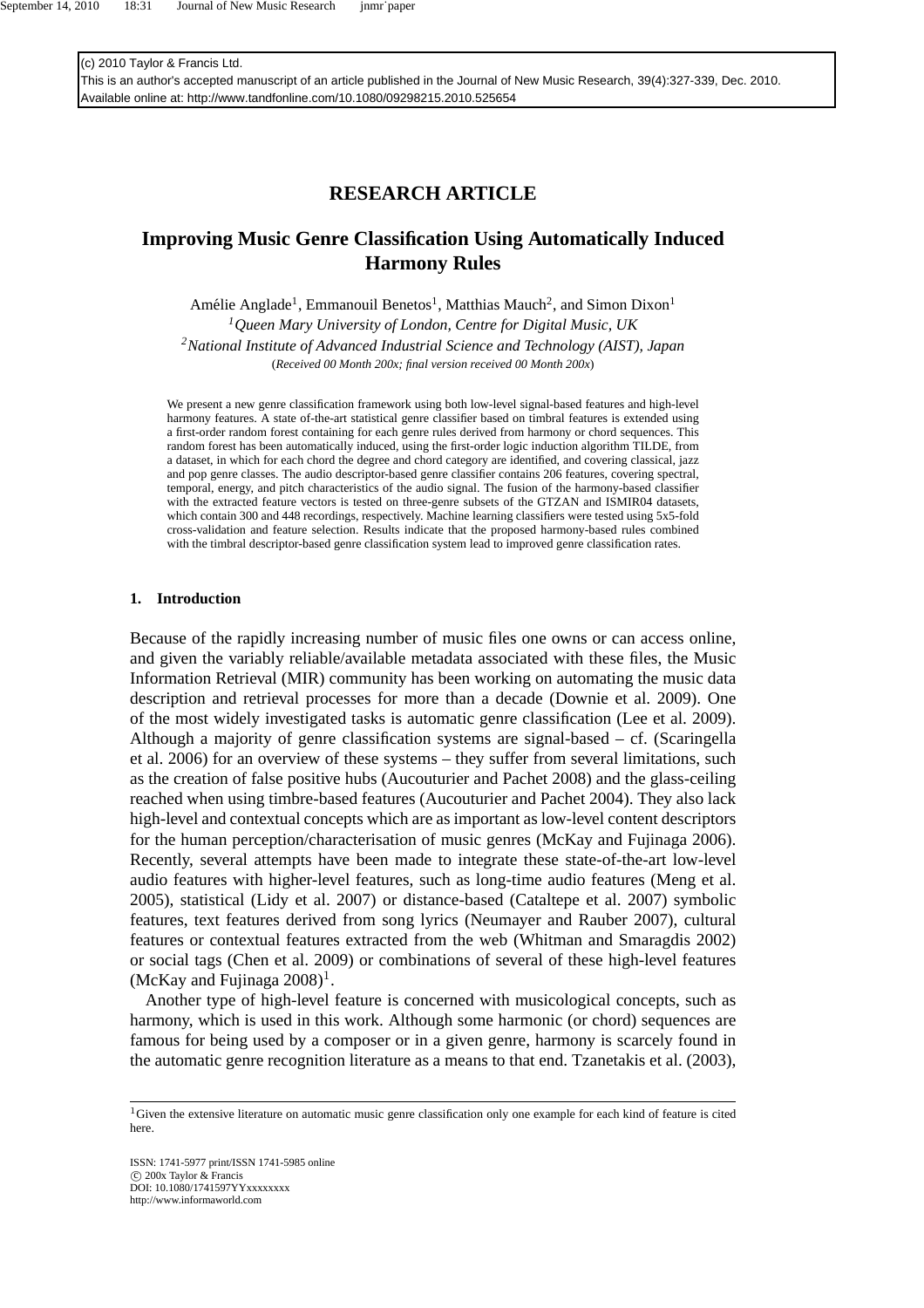(c) 2010 Taylor & Francis Ltd.
This is an author's accepted manuscript of an article published in the Journal of New Music Research, 39(4):327-339, Dec. 2010.
Available online at: http://www.tandfonline.com/10.1080/09298215.2010.525654

**RESEARCH ARTICLE**

# Improving Music Genre Classification Using Automatically Induced Harmony Rules

Amélie Anglade[1], Emmanouil Benetos[1], Matthias Mauch[2], and Simon Dixon[1]

[1] *Queen Mary University of London, Centre for Digital Music, UK*

[2] *National Institute of Advanced Industrial Science and Technology (AIST), Japan*

(*Received 00 Month 200x; final version received 00 Month 200x*)

We present a new genre classification framework using both low-level signal-based features and high-level harmony features. A state of-the-art statistical genre classifier based on timbral features is extended using a first-order random forest containing for each genre rules derived from harmony or chord sequences. This random forest has been automatically induced, using the first-order logic induction algorithm TILDE, from a dataset, in which for each chord the degree and chord category are identified, and covering classical, jazz and pop genre classes. The audio descriptor-based genre classifier contains 206 features, covering spectral, temporal, energy, and pitch characteristics of the audio signal. The fusion of the harmony-based classifier with the extracted feature vectors is tested on three-genre subsets of the GTZAN and ISMIR04 datasets, which contain 300 and 448 recordings, respectively. Machine learning classifiers were tested using 5x5-fold cross-validation and feature selection. Results indicate that the proposed harmony-based rules combined with the timbral descriptor-based genre classification system lead to improved genre classification rates.

## 1. Introduction

Because of the rapidly increasing number of music files one owns or can access online, and given the variably reliable/available metadata associated with these files, the Music Information Retrieval (MIR) community has been working on automating the music data description and retrieval processes for more than a decade (Downie et al. 2009). One of the most widely investigated tasks is automatic genre classification (Lee et al. 2009). Although a majority of genre classification systems are signal-based – cf. (Scaringella et al. 2006) for an overview of these systems – they suffer from several limitations, such as the creation of false positive hubs (Aucouturier and Pachet 2008) and the glass-ceiling reached when using timbre-based features (Aucouturier and Pachet 2004). They also lack high-level and contextual concepts which are as important as low-level content descriptors for the human perception/characterisation of music genres (McKay and Fujinaga 2006). Recently, several attempts have been made to integrate these state-of-the-art low-level audio features with higher-level features, such as long-time audio features (Meng et al. 2005), statistical (Lidy et al. 2007) or distance-based (Cataltepe et al. 2007) symbolic features, text features derived from song lyrics (Neumayer and Rauber 2007), cultural features or contextual features extracted from the web (Whitman and Smaragdis 2002) or social tags (Chen et al. 2009) or combinations of several of these high-level features (McKay and Fujinaga 2008)[1].

Another type of high-level feature is concerned with musicological concepts, such as harmony, which is used in this work. Although some harmonic (or chord) sequences are famous for being used by a composer or in a given genre, harmony is scarcely found in the automatic genre recognition literature as a means to that end. Tzanetakis et al. (2003),

[1] Given the extensive literature on automatic music genre classification only one example for each kind of feature is cited here.

ISSN: 1741-5977 print/ISSN 1741-5985 online
© 200x Taylor & Francis
DOI: 10.1080/1741597YYxxxxxxxx
http://www.informaworld.com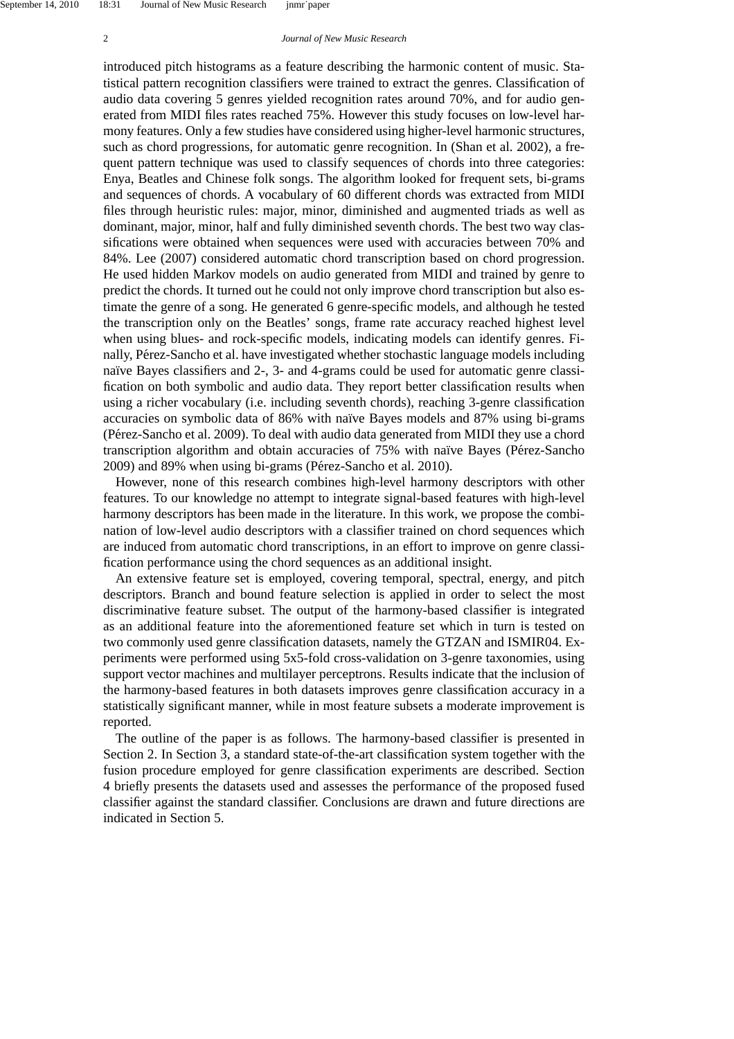introduced pitch histograms as a feature describing the harmonic content of music. Statistical pattern recognition classifiers were trained to extract the genres. Classification of audio data covering 5 genres yielded recognition rates around 70%, and for audio generated from MIDI files rates reached 75%. However this study focuses on low-level harmony features. Only a few studies have considered using higher-level harmonic structures, such as chord progressions, for automatic genre recognition. In (Shan et al. 2002), a frequent pattern technique was used to classify sequences of chords into three categories: Enya, Beatles and Chinese folk songs. The algorithm looked for frequent sets, bi-grams and sequences of chords. A vocabulary of 60 different chords was extracted from MIDI files through heuristic rules: major, minor, diminished and augmented triads as well as dominant, major, minor, half and fully diminished seventh chords. The best two way classifications were obtained when sequences were used with accuracies between 70% and 84%. Lee (2007) considered automatic chord transcription based on chord progression. He used hidden Markov models on audio generated from MIDI and trained by genre to predict the chords. It turned out he could not only improve chord transcription but also estimate the genre of a song. He generated 6 genre-specific models, and although he tested the transcription only on the Beatles' songs, frame rate accuracy reached highest level when using blues- and rock-specific models, indicating models can identify genres. Finally, Pérez-Sancho et al. have investigated whether stochastic language models including naïve Bayes classifiers and 2-, 3- and 4-grams could be used for automatic genre classification on both symbolic and audio data. They report better classification results when using a richer vocabulary (i.e. including seventh chords), reaching 3-genre classification accuracies on symbolic data of 86% with naïve Bayes models and 87% using bi-grams (Pérez-Sancho et al. 2009). To deal with audio data generated from MIDI they use a chord transcription algorithm and obtain accuracies of 75% with naïve Bayes (Pérez-Sancho 2009) and 89% when using bi-grams (Pérez-Sancho et al. 2010).

However, none of this research combines high-level harmony descriptors with other features. To our knowledge no attempt to integrate signal-based features with high-level harmony descriptors has been made in the literature. In this work, we propose the combination of low-level audio descriptors with a classifier trained on chord sequences which are induced from automatic chord transcriptions, in an effort to improve on genre classification performance using the chord sequences as an additional insight.

An extensive feature set is employed, covering temporal, spectral, energy, and pitch descriptors. Branch and bound feature selection is applied in order to select the most discriminative feature subset. The output of the harmony-based classifier is integrated as an additional feature into the aforementioned feature set which in turn is tested on two commonly used genre classification datasets, namely the GTZAN and ISMIR04. Experiments were performed using 5x5-fold cross-validation on 3-genre taxonomies, using support vector machines and multilayer perceptrons. Results indicate that the inclusion of the harmony-based features in both datasets improves genre classification accuracy in a statistically significant manner, while in most feature subsets a moderate improvement is reported.

The outline of the paper is as follows. The harmony-based classifier is presented in Section 2. In Section 3, a standard state-of-the-art classification system together with the fusion procedure employed for genre classification experiments are described. Section 4 briefly presents the datasets used and assesses the performance of the proposed fused classifier against the standard classifier. Conclusions are drawn and future directions are indicated in Section 5.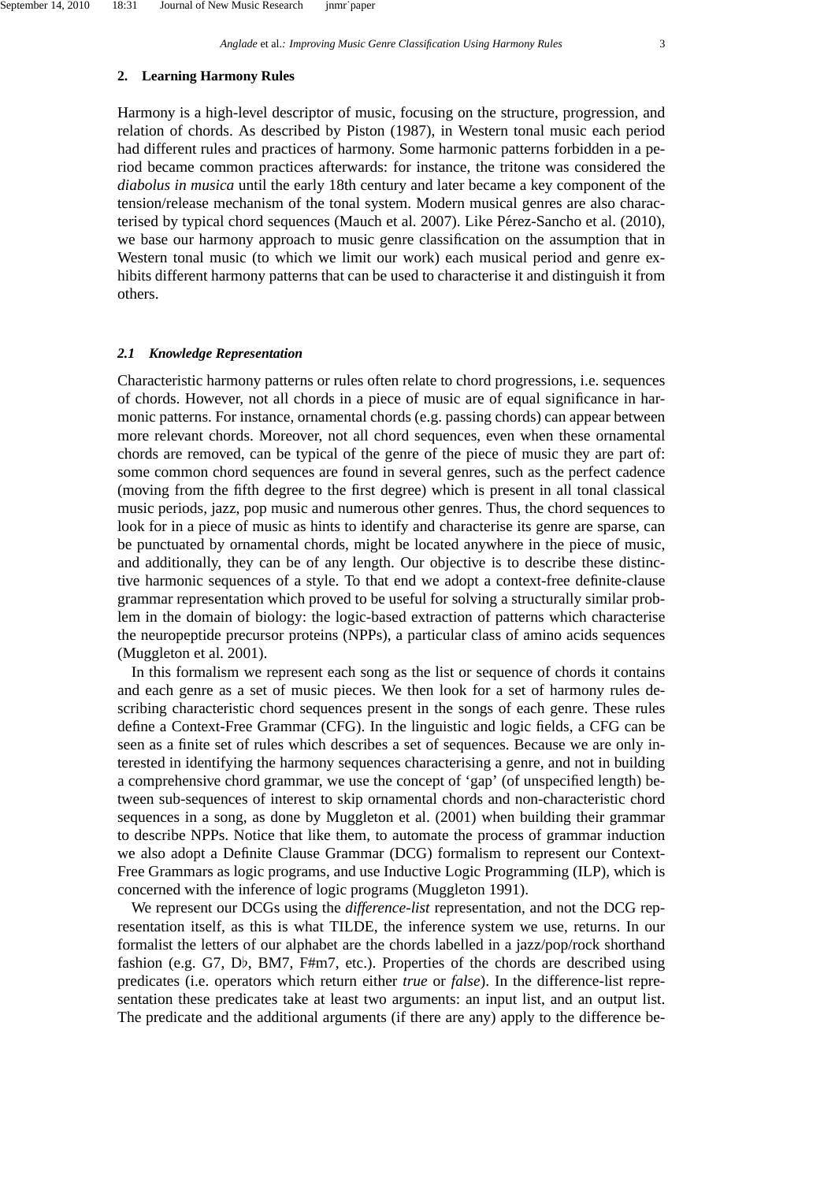## 2. Learning Harmony Rules

Harmony is a high-level descriptor of music, focusing on the structure, progression, and relation of chords. As described by Piston (1987), in Western tonal music each period had different rules and practices of harmony. Some harmonic patterns forbidden in a period became common practices afterwards: for instance, the tritone was considered the *diabolus in musica* until the early 18th century and later became a key component of the tension/release mechanism of the tonal system. Modern musical genres are also characterised by typical chord sequences (Mauch et al. 2007). Like Pérez-Sancho et al. (2010), we base our harmony approach to music genre classification on the assumption that in Western tonal music (to which we limit our work) each musical period and genre exhibits different harmony patterns that can be used to characterise it and distinguish it from others.

### *2.1 Knowledge Representation*

Characteristic harmony patterns or rules often relate to chord progressions, i.e. sequences of chords. However, not all chords in a piece of music are of equal significance in harmonic patterns. For instance, ornamental chords (e.g. passing chords) can appear between more relevant chords. Moreover, not all chord sequences, even when these ornamental chords are removed, can be typical of the genre of the piece of music they are part of: some common chord sequences are found in several genres, such as the perfect cadence (moving from the fifth degree to the first degree) which is present in all tonal classical music periods, jazz, pop music and numerous other genres. Thus, the chord sequences to look for in a piece of music as hints to identify and characterise its genre are sparse, can be punctuated by ornamental chords, might be located anywhere in the piece of music, and additionally, they can be of any length. Our objective is to describe these distinctive harmonic sequences of a style. To that end we adopt a context-free definite-clause grammar representation which proved to be useful for solving a structurally similar problem in the domain of biology: the logic-based extraction of patterns which characterise the neuropeptide precursor proteins (NPPs), a particular class of amino acids sequences (Muggleton et al. 2001).

In this formalism we represent each song as the list or sequence of chords it contains and each genre as a set of music pieces. We then look for a set of harmony rules describing characteristic chord sequences present in the songs of each genre. These rules define a Context-Free Grammar (CFG). In the linguistic and logic fields, a CFG can be seen as a finite set of rules which describes a set of sequences. Because we are only interested in identifying the harmony sequences characterising a genre, and not in building a comprehensive chord grammar, we use the concept of 'gap' (of unspecified length) between sub-sequences of interest to skip ornamental chords and non-characteristic chord sequences in a song, as done by Muggleton et al. (2001) when building their grammar to describe NPPs. Notice that like them, to automate the process of grammar induction we also adopt a Definite Clause Grammar (DCG) formalism to represent our Context-Free Grammars as logic programs, and use Inductive Logic Programming (ILP), which is concerned with the inference of logic programs (Muggleton 1991).

We represent our DCGs using the *difference-list* representation, and not the DCG representation itself, as this is what TILDE, the inference system we use, returns. In our formalist the letters of our alphabet are the chords labelled in a jazz/pop/rock shorthand fashion (e.g. G7, D♭, BM7, F#m7, etc.). Properties of the chords are described using predicates (i.e. operators which return either *true* or *false*). In the difference-list representation these predicates take at least two arguments: an input list, and an output list. The predicate and the additional arguments (if there are any) apply to the difference be-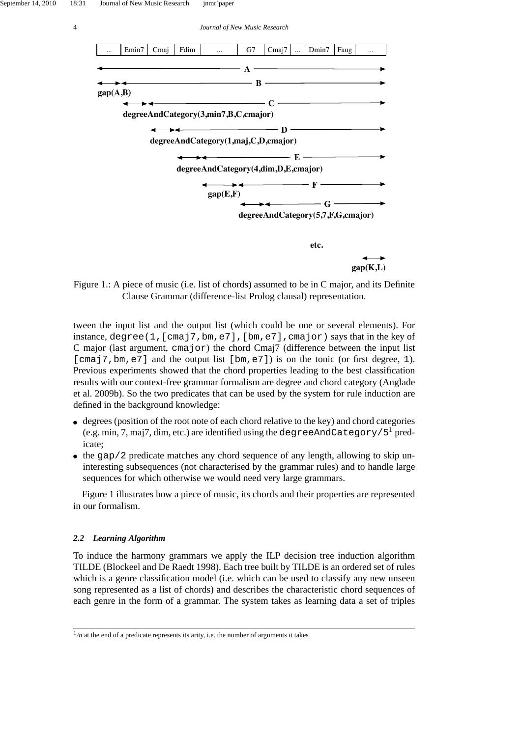| ... | Emin7 | Cmaj | Fdim | ... | G7 | Cmaj7 | ... | Dmin7 | Faug | ... |
|---|---|---|---|---|---|---|---|---|---|---|

**A**

**B**

**gap(A,B)**

**C**

**degreeAndCategory(3,min7,B,C,cmajor)**

**D**

**degreeAndCategory(1,maj,C,D,cmajor)**

**E**

**degreeAndCategory(4,dim,D,E,cmajor)**

**F**

**gap(E,F)**

**G**

**degreeAndCategory(5,7,F,G,cmajor)**

**etc.**

**gap(K,L)**

Figure 1.: A piece of music (i.e. list of chords) assumed to be in C major, and its Definite Clause Grammar (difference-list Prolog clausal) representation.

tween the input list and the output list (which could be one or several elements). For instance, `degree(1,[cmaj7,bm,e7],[bm,e7],cmajor)` says that in the key of C major (last argument, `cmajor`) the chord Cmaj7 (difference between the input list `[cmaj7,bm,e7]` and the output list `[bm,e7]`) is on the tonic (or first degree, `1`). Previous experiments showed that the chord properties leading to the best classification results with our context-free grammar formalism are degree and chord category (Anglade et al. 2009b). So the two predicates that can be used by the system for rule induction are defined in the background knowledge:

- degrees (position of the root note of each chord relative to the key) and chord categories (e.g. min, 7, maj7, dim, etc.) are identified using the `degreeAndCategory/5`[1] predicate;
- the `gap/2` predicate matches any chord sequence of any length, allowing to skip uninteresting subsequences (not characterised by the grammar rules) and to handle large sequences for which otherwise we would need very large grammars.

Figure 1 illustrates how a piece of music, its chords and their properties are represented in our formalism.

### *2.2 Learning Algorithm*

To induce the harmony grammars we apply the ILP decision tree induction algorithm TILDE (Blockeel and De Raedt 1998). Each tree built by TILDE is an ordered set of rules which is a genre classification model (i.e. which can be used to classify any new unseen song represented as a list of chords) and describes the characteristic chord sequences of each genre in the form of a grammar. The system takes as learning data a set of triples

[1] /*n* at the end of a predicate represents its arity, i.e. the number of arguments it takes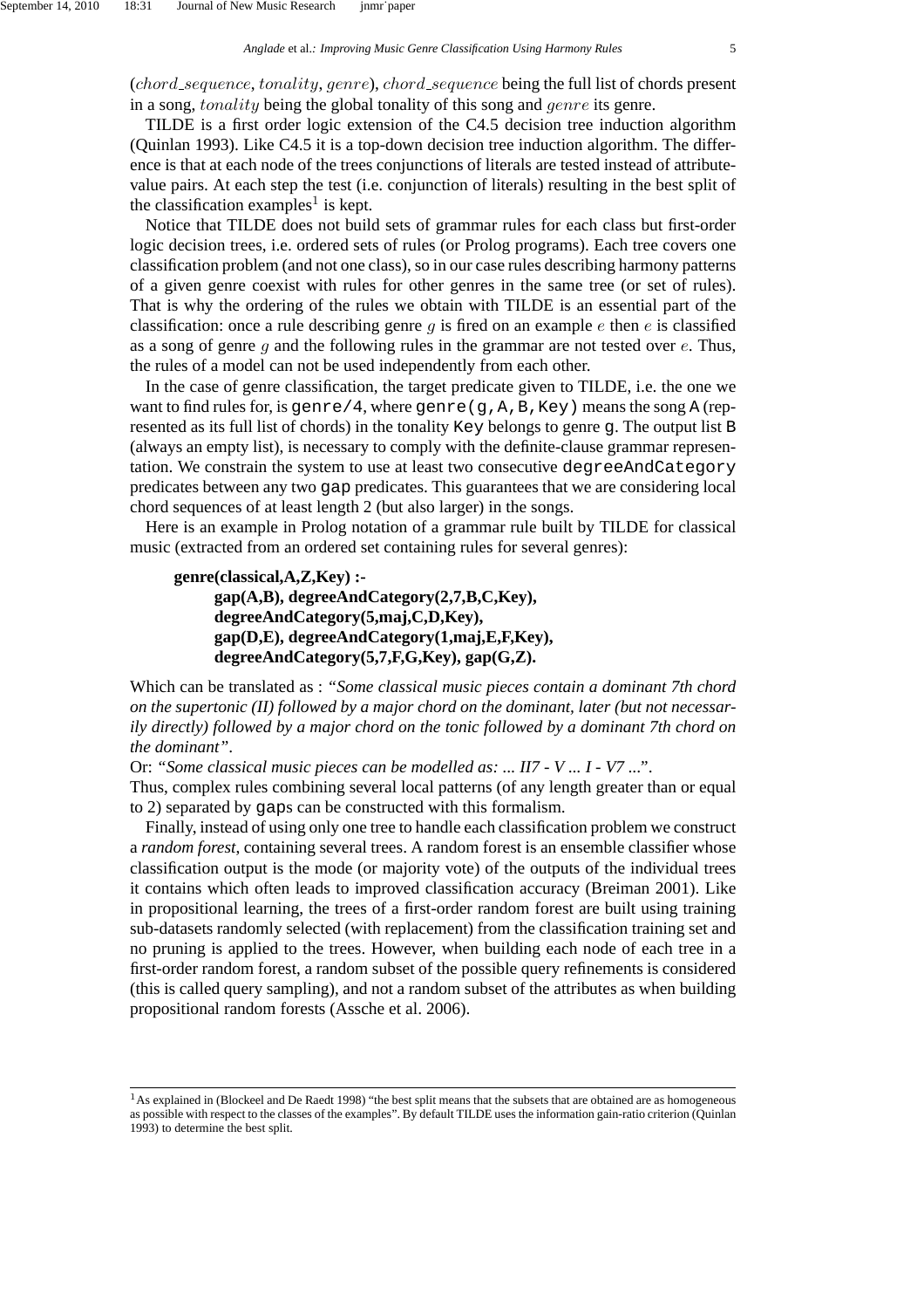($chord\_sequence$, $tonality$, $genre$), $chord\_sequence$ being the full list of chords present in a song, $tonality$ being the global tonality of this song and $genre$ its genre.

TILDE is a first order logic extension of the C4.5 decision tree induction algorithm (Quinlan 1993). Like C4.5 it is a top-down decision tree induction algorithm. The difference is that at each node of the trees conjunctions of literals are tested instead of attribute-value pairs. At each step the test (i.e. conjunction of literals) resulting in the best split of the classification examples[1] is kept.

Notice that TILDE does not build sets of grammar rules for each class but first-order logic decision trees, i.e. ordered sets of rules (or Prolog programs). Each tree covers one classification problem (and not one class), so in our case rules describing harmony patterns of a given genre coexist with rules for other genres in the same tree (or set of rules). That is why the ordering of the rules we obtain with TILDE is an essential part of the classification: once a rule describing genre $g$ is fired on an example $e$ then $e$ is classified as a song of genre $g$ and the following rules in the grammar are not tested over $e$. Thus, the rules of a model can not be used independently from each other.

In the case of genre classification, the target predicate given to TILDE, i.e. the one we want to find rules for, is `genre/4`, where `genre(g,A,B,Key)` means the song `A` (represented as its full list of chords) in the tonality `Key` belongs to genre `g`. The output list `B` (always an empty list), is necessary to comply with the definite-clause grammar representation. We constrain the system to use at least two consecutive `degreeAndCategory` predicates between any two `gap` predicates. This guarantees that we are considering local chord sequences of at least length 2 (but also larger) in the songs.

Here is an example in Prolog notation of a grammar rule built by TILDE for classical music (extracted from an ordered set containing rules for several genres):

```
genre(classical,A,Z,Key) :-
    gap(A,B), degreeAndCategory(2,7,B,C,Key),
    degreeAndCategory(5,maj,C,D,Key),
    gap(D,E), degreeAndCategory(1,maj,E,F,Key),
    degreeAndCategory(5,7,F,G,Key), gap(G,Z).
```

Which can be translated as : *"Some classical music pieces contain a dominant 7th chord on the supertonic (II) followed by a major chord on the dominant, later (but not necessarily directly) followed by a major chord on the tonic followed by a dominant 7th chord on the dominant"*.

Or: *"Some classical music pieces can be modelled as: ... II7 - V ... I - V7 ..."*.

Thus, complex rules combining several local patterns (of any length greater than or equal to 2) separated by `gap`s can be constructed with this formalism.

Finally, instead of using only one tree to handle each classification problem we construct a *random forest*, containing several trees. A random forest is an ensemble classifier whose classification output is the mode (or majority vote) of the outputs of the individual trees it contains which often leads to improved classification accuracy (Breiman 2001). Like in propositional learning, the trees of a first-order random forest are built using training sub-datasets randomly selected (with replacement) from the classification training set and no pruning is applied to the trees. However, when building each node of each tree in a first-order random forest, a random subset of the possible query refinements is considered (this is called query sampling), and not a random subset of the attributes as when building propositional random forests (Assche et al. 2006).

[1] As explained in (Blockeel and De Raedt 1998) "the best split means that the subsets that are obtained are as homogeneous as possible with respect to the classes of the examples". By default TILDE uses the information gain-ratio criterion (Quinlan 1993) to determine the best split.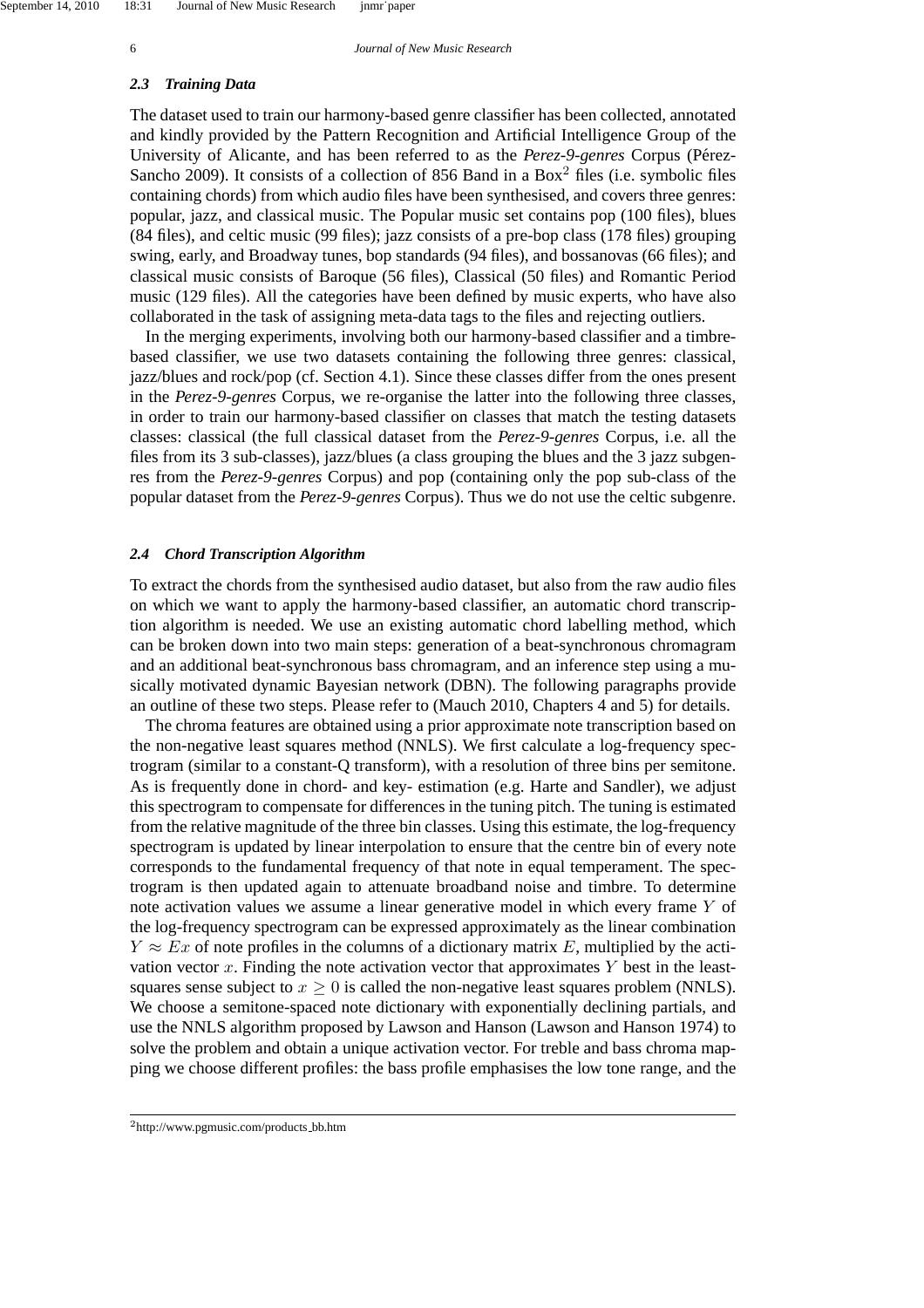### 2.3 Training Data

The dataset used to train our harmony-based genre classifier has been collected, annotated and kindly provided by the Pattern Recognition and Artificial Intelligence Group of the University of Alicante, and has been referred to as the *Perez-9-genres* Corpus (Pérez-Sancho 2009). It consists of a collection of 856 Band in a Box[2] files (i.e. symbolic files containing chords) from which audio files have been synthesised, and covers three genres: popular, jazz, and classical music. The Popular music set contains pop (100 files), blues (84 files), and celtic music (99 files); jazz consists of a pre-bop class (178 files) grouping swing, early, and Broadway tunes, bop standards (94 files), and bossanovas (66 files); and classical music consists of Baroque (56 files), Classical (50 files) and Romantic Period music (129 files). All the categories have been defined by music experts, who have also collaborated in the task of assigning meta-data tags to the files and rejecting outliers.

In the merging experiments, involving both our harmony-based classifier and a timbre-based classifier, we use two datasets containing the following three genres: classical, jazz/blues and rock/pop (cf. Section 4.1). Since these classes differ from the ones present in the *Perez-9-genres* Corpus, we re-organise the latter into the following three classes, in order to train our harmony-based classifier on classes that match the testing datasets classes: classical (the full classical dataset from the *Perez-9-genres* Corpus, i.e. all the files from its 3 sub-classes), jazz/blues (a class grouping the blues and the 3 jazz subgenres from the *Perez-9-genres* Corpus) and pop (containing only the pop sub-class of the popular dataset from the *Perez-9-genres* Corpus). Thus we do not use the celtic subgenre.

### 2.4 Chord Transcription Algorithm

To extract the chords from the synthesised audio dataset, but also from the raw audio files on which we want to apply the harmony-based classifier, an automatic chord transcription algorithm is needed. We use an existing automatic chord labelling method, which can be broken down into two main steps: generation of a beat-synchronous chromagram and an additional beat-synchronous bass chromagram, and an inference step using a musically motivated dynamic Bayesian network (DBN). The following paragraphs provide an outline of these two steps. Please refer to (Mauch 2010, Chapters 4 and 5) for details.

The chroma features are obtained using a prior approximate note transcription based on the non-negative least squares method (NNLS). We first calculate a log-frequency spectrogram (similar to a constant-Q transform), with a resolution of three bins per semitone. As is frequently done in chord- and key- estimation (e.g. Harte and Sandler), we adjust this spectrogram to compensate for differences in the tuning pitch. The tuning is estimated from the relative magnitude of the three bin classes. Using this estimate, the log-frequency spectrogram is updated by linear interpolation to ensure that the centre bin of every note corresponds to the fundamental frequency of that note in equal temperament. The spectrogram is then updated again to attenuate broadband noise and timbre. To determine note activation values we assume a linear generative model in which every frame $Y$ of the log-frequency spectrogram can be expressed approximately as the linear combination $Y \approx Ex$ of note profiles in the columns of a dictionary matrix $E$, multiplied by the activation vector $x$. Finding the note activation vector that approximates $Y$ best in the least-squares sense subject to $x \geq 0$ is called the non-negative least squares problem (NNLS). We choose a semitone-spaced note dictionary with exponentially declining partials, and use the NNLS algorithm proposed by Lawson and Hanson (Lawson and Hanson 1974) to solve the problem and obtain a unique activation vector. For treble and bass chroma mapping we choose different profiles: the bass profile emphasises the low tone range, and the

[2] http://www.pgmusic.com/products_bb.htm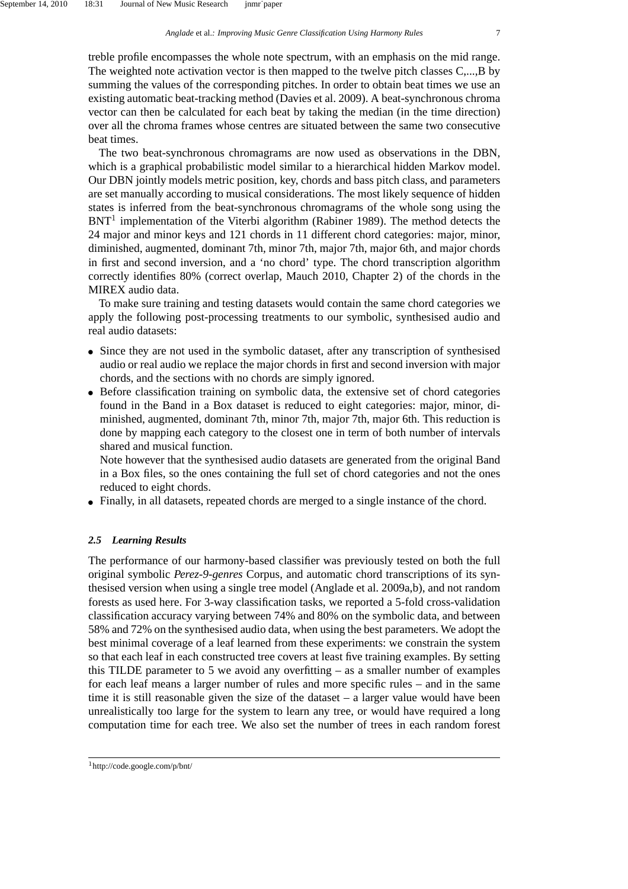treble profile encompasses the whole note spectrum, with an emphasis on the mid range. The weighted note activation vector is then mapped to the twelve pitch classes C,...,B by summing the values of the corresponding pitches. In order to obtain beat times we use an existing automatic beat-tracking method (Davies et al. 2009). A beat-synchronous chroma vector can then be calculated for each beat by taking the median (in the time direction) over all the chroma frames whose centres are situated between the same two consecutive beat times.

The two beat-synchronous chromagrams are now used as observations in the DBN, which is a graphical probabilistic model similar to a hierarchical hidden Markov model. Our DBN jointly models metric position, key, chords and bass pitch class, and parameters are set manually according to musical considerations. The most likely sequence of hidden states is inferred from the beat-synchronous chromagrams of the whole song using the BNT[1] implementation of the Viterbi algorithm (Rabiner 1989). The method detects the 24 major and minor keys and 121 chords in 11 different chord categories: major, minor, diminished, augmented, dominant 7th, minor 7th, major 7th, major 6th, and major chords in first and second inversion, and a 'no chord' type. The chord transcription algorithm correctly identifies 80% (correct overlap, Mauch 2010, Chapter 2) of the chords in the MIREX audio data.

To make sure training and testing datasets would contain the same chord categories we apply the following post-processing treatments to our symbolic, synthesised audio and real audio datasets:

- Since they are not used in the symbolic dataset, after any transcription of synthesised audio or real audio we replace the major chords in first and second inversion with major chords, and the sections with no chords are simply ignored.
- Before classification training on symbolic data, the extensive set of chord categories found in the Band in a Box dataset is reduced to eight categories: major, minor, diminished, augmented, dominant 7th, minor 7th, major 7th, major 6th. This reduction is done by mapping each category to the closest one in term of both number of intervals shared and musical function.
  
  Note however that the synthesised audio datasets are generated from the original Band in a Box files, so the ones containing the full set of chord categories and not the ones reduced to eight chords.
- Finally, in all datasets, repeated chords are merged to a single instance of the chord.

### *2.5 Learning Results*

The performance of our harmony-based classifier was previously tested on both the full original symbolic *Perez-9-genres* Corpus, and automatic chord transcriptions of its synthesised version when using a single tree model (Anglade et al. 2009a,b), and not random forests as used here. For 3-way classification tasks, we reported a 5-fold cross-validation classification accuracy varying between 74% and 80% on the symbolic data, and between 58% and 72% on the synthesised audio data, when using the best parameters. We adopt the best minimal coverage of a leaf learned from these experiments: we constrain the system so that each leaf in each constructed tree covers at least five training examples. By setting this TILDE parameter to 5 we avoid any overfitting – as a smaller number of examples for each leaf means a larger number of rules and more specific rules – and in the same time it is still reasonable given the size of the dataset – a larger value would have been unrealistically too large for the system to learn any tree, or would have required a long computation time for each tree. We also set the number of trees in each random forest

[1] http://code.google.com/p/bnt/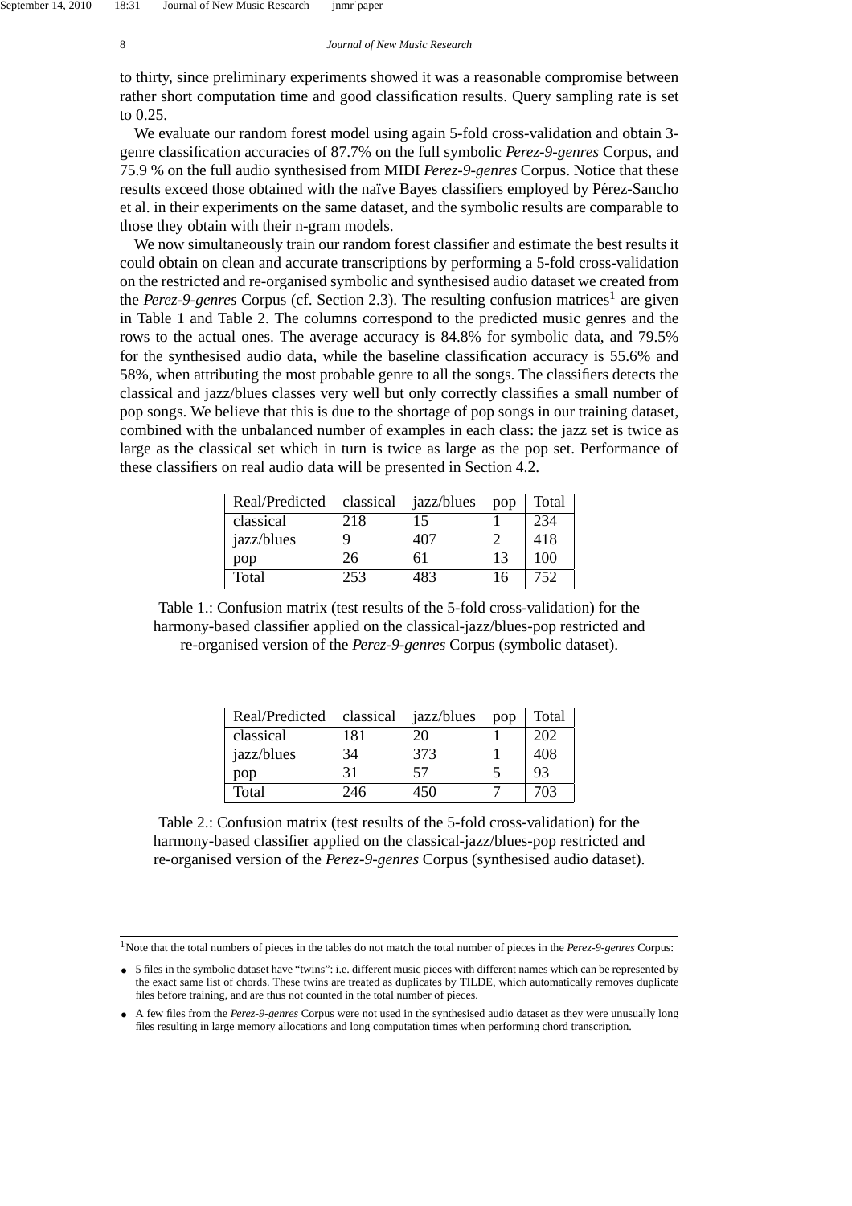to thirty, since preliminary experiments showed it was a reasonable compromise between rather short computation time and good classification results. Query sampling rate is set to 0.25.

We evaluate our random forest model using again 5-fold cross-validation and obtain 3-genre classification accuracies of 87.7% on the full symbolic *Perez-9-genres* Corpus, and 75.9 % on the full audio synthesised from MIDI *Perez-9-genres* Corpus. Notice that these results exceed those obtained with the naïve Bayes classifiers employed by Pérez-Sancho et al. in their experiments on the same dataset, and the symbolic results are comparable to those they obtain with their n-gram models.

We now simultaneously train our random forest classifier and estimate the best results it could obtain on clean and accurate transcriptions by performing a 5-fold cross-validation on the restricted and re-organised symbolic and synthesised audio dataset we created from the *Perez-9-genres* Corpus (cf. Section 2.3). The resulting confusion matrices[1] are given in Table 1 and Table 2. The columns correspond to the predicted music genres and the rows to the actual ones. The average accuracy is 84.8% for symbolic data, and 79.5% for the synthesised audio data, while the baseline classification accuracy is 55.6% and 58%, when attributing the most probable genre to all the songs. The classifiers detects the classical and jazz/blues classes very well but only correctly classifies a small number of pop songs. We believe that this is due to the shortage of pop songs in our training dataset, combined with the unbalanced number of examples in each class: the jazz set is twice as large as the classical set which in turn is twice as large as the pop set. Performance of these classifiers on real audio data will be presented in Section 4.2.

| Real/Predicted | classical | jazz/blues | pop | Total |
|---|---|---|---|---|
| classical | 218 | 15 | 1 | 234 |
| jazz/blues | 9 | 407 | 2 | 418 |
| pop | 26 | 61 | 13 | 100 |
| Total | 253 | 483 | 16 | 752 |

Table 1.: Confusion matrix (test results of the 5-fold cross-validation) for the harmony-based classifier applied on the classical-jazz/blues-pop restricted and re-organised version of the *Perez-9-genres* Corpus (symbolic dataset).

| Real/Predicted | classical | jazz/blues | pop | Total |
|---|---|---|---|---|
| classical | 181 | 20 | 1 | 202 |
| jazz/blues | 34 | 373 | 1 | 408 |
| pop | 31 | 57 | 5 | 93 |
| Total | 246 | 450 | 7 | 703 |

Table 2.: Confusion matrix (test results of the 5-fold cross-validation) for the harmony-based classifier applied on the classical-jazz/blues-pop restricted and re-organised version of the *Perez-9-genres* Corpus (synthesised audio dataset).

[1] Note that the total numbers of pieces in the tables do not match the total number of pieces in the *Perez-9-genres* Corpus:

- 5 files in the symbolic dataset have "twins": i.e. different music pieces with different names which can be represented by the exact same list of chords. These twins are treated as duplicates by TILDE, which automatically removes duplicate files before training, and are thus not counted in the total number of pieces.
- A few files from the *Perez-9-genres* Corpus were not used in the synthesised audio dataset as they were unusually long files resulting in large memory allocations and long computation times when performing chord transcription.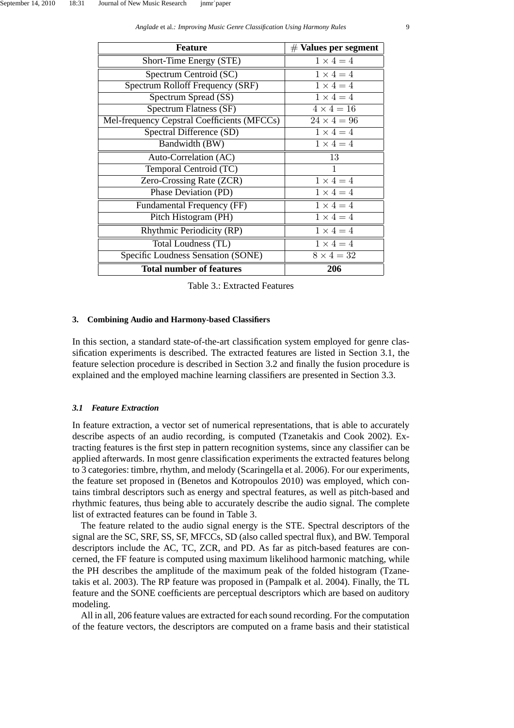| Feature | $\#$ **Values per segment** |
|---|---|
| Short-Time Energy (STE) | $1 \times 4 = 4$ |
| Spectrum Centroid (SC) | $1 \times 4 = 4$ |
| Spectrum Rolloff Frequency (SRF) | $1 \times 4 = 4$ |
| Spectrum Spread (SS) | $1 \times 4 = 4$ |
| Spectrum Flatness (SF) | $4 \times 4 = 16$ |
| Mel-frequency Cepstral Coefficients (MFCCs) | $24 \times 4 = 96$ |
| Spectral Difference (SD) | $1 \times 4 = 4$ |
| Bandwidth (BW) | $1 \times 4 = 4$ |
| Auto-Correlation (AC) | 13 |
| Temporal Centroid (TC) | 1 |
| Zero-Crossing Rate (ZCR) | $1 \times 4 = 4$ |
| Phase Deviation (PD) | $1 \times 4 = 4$ |
| Fundamental Frequency (FF) | $1 \times 4 = 4$ |
| Pitch Histogram (PH) | $1 \times 4 = 4$ |
| Rhythmic Periodicity (RP) | $1 \times 4 = 4$ |
| Total Loudness (TL) | $1 \times 4 = 4$ |
| Specific Loudness Sensation (SONE) | $8 \times 4 = 32$ |
| **Total number of features** | **206** |

Table 3.: Extracted Features

## 3. Combining Audio and Harmony-based Classifiers

In this section, a standard state-of-the-art classification system employed for genre classification experiments is described. The extracted features are listed in Section 3.1, the feature selection procedure is described in Section 3.2 and finally the fusion procedure is explained and the employed machine learning classifiers are presented in Section 3.3.

### *3.1 Feature Extraction*

In feature extraction, a vector set of numerical representations, that is able to accurately describe aspects of an audio recording, is computed (Tzanetakis and Cook 2002). Extracting features is the first step in pattern recognition systems, since any classifier can be applied afterwards. In most genre classification experiments the extracted features belong to 3 categories: timbre, rhythm, and melody (Scaringella et al. 2006). For our experiments, the feature set proposed in (Benetos and Kotropoulos 2010) was employed, which contains timbral descriptors such as energy and spectral features, as well as pitch-based and rhythmic features, thus being able to accurately describe the audio signal. The complete list of extracted features can be found in Table 3.

The feature related to the audio signal energy is the STE. Spectral descriptors of the signal are the SC, SRF, SS, SF, MFCCs, SD (also called spectral flux), and BW. Temporal descriptors include the AC, TC, ZCR, and PD. As far as pitch-based features are concerned, the FF feature is computed using maximum likelihood harmonic matching, while the PH describes the amplitude of the maximum peak of the folded histogram (Tzanetakis et al. 2003). The RP feature was proposed in (Pampalk et al. 2004). Finally, the TL feature and the SONE coefficients are perceptual descriptors which are based on auditory modeling.

All in all, 206 feature values are extracted for each sound recording. For the computation of the feature vectors, the descriptors are computed on a frame basis and their statistical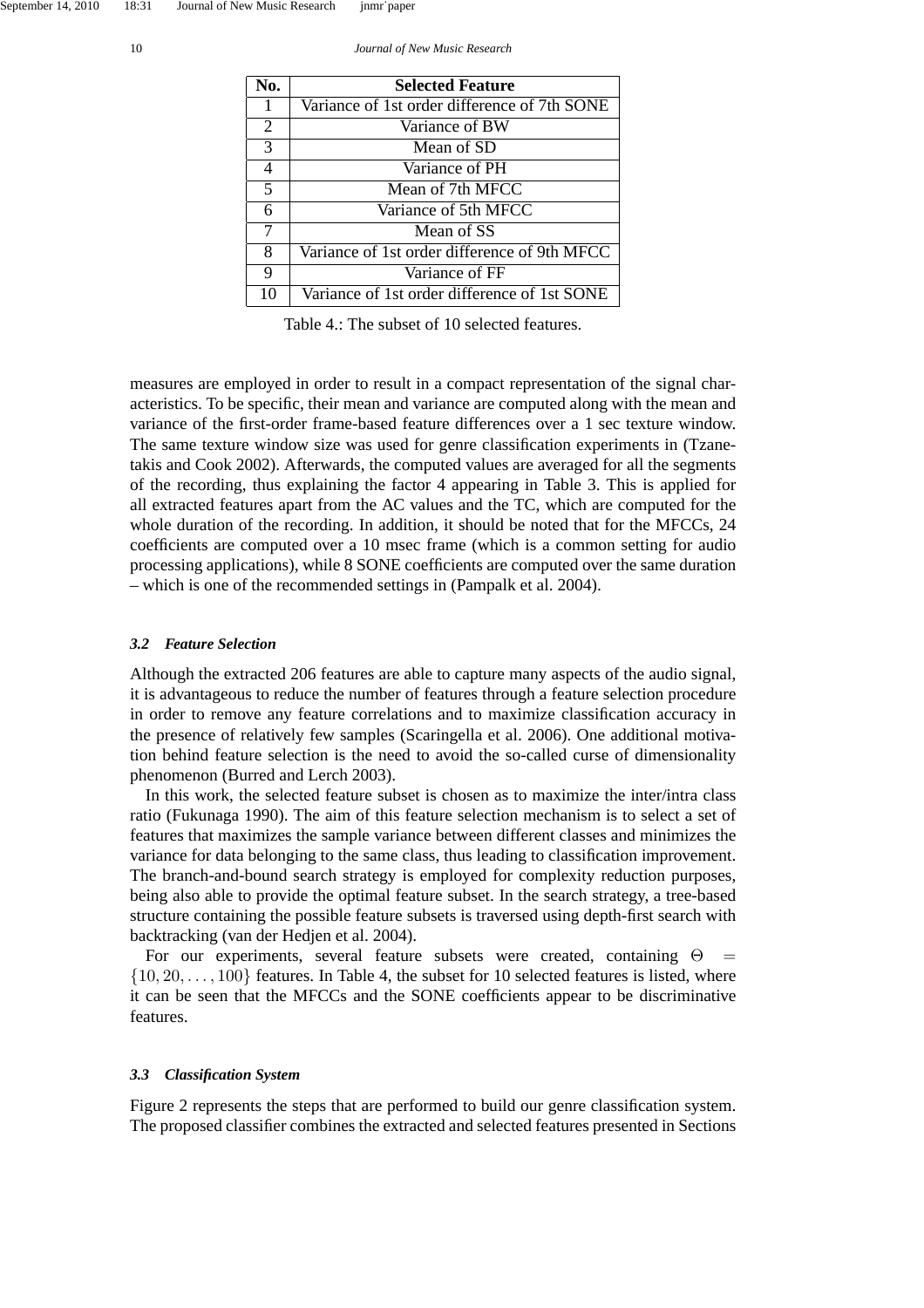| No. | Selected Feature |
|---|---|
| 1 | Variance of 1st order difference of 7th SONE |
| 2 | Variance of BW |
| 3 | Mean of SD |
| 4 | Variance of PH |
| 5 | Mean of 7th MFCC |
| 6 | Variance of 5th MFCC |
| 7 | Mean of SS |
| 8 | Variance of 1st order difference of 9th MFCC |
| 9 | Variance of FF |
| 10 | Variance of 1st order difference of 1st SONE |

Table 4.: The subset of 10 selected features.

measures are employed in order to result in a compact representation of the signal characteristics. To be specific, their mean and variance are computed along with the mean and variance of the first-order frame-based feature differences over a 1 sec texture window. The same texture window size was used for genre classification experiments in (Tzanetakis and Cook 2002). Afterwards, the computed values are averaged for all the segments of the recording, thus explaining the factor 4 appearing in Table 3. This is applied for all extracted features apart from the AC values and the TC, which are computed for the whole duration of the recording. In addition, it should be noted that for the MFCCs, 24 coefficients are computed over a 10 msec frame (which is a common setting for audio processing applications), while 8 SONE coefficients are computed over the same duration – which is one of the recommended settings in (Pampalk et al. 2004).

### 3.2 Feature Selection

Although the extracted 206 features are able to capture many aspects of the audio signal, it is advantageous to reduce the number of features through a feature selection procedure in order to remove any feature correlations and to maximize classification accuracy in the presence of relatively few samples (Scaringella et al. 2006). One additional motivation behind feature selection is the need to avoid the so-called curse of dimensionality phenomenon (Burred and Lerch 2003).

In this work, the selected feature subset is chosen as to maximize the inter/intra class ratio (Fukunaga 1990). The aim of this feature selection mechanism is to select a set of features that maximizes the sample variance between different classes and minimizes the variance for data belonging to the same class, thus leading to classification improvement. The branch-and-bound search strategy is employed for complexity reduction purposes, being also able to provide the optimal feature subset. In the search strategy, a tree-based structure containing the possible feature subsets is traversed using depth-first search with backtracking (van der Hedjen et al. 2004).

For our experiments, several feature subsets were created, containing $\Theta = \{10, 20, \ldots, 100\}$ features. In Table 4, the subset for 10 selected features is listed, where it can be seen that the MFCCs and the SONE coefficients appear to be discriminative features.

### 3.3 Classification System

Figure 2 represents the steps that are performed to build our genre classification system. The proposed classifier combines the extracted and selected features presented in Sections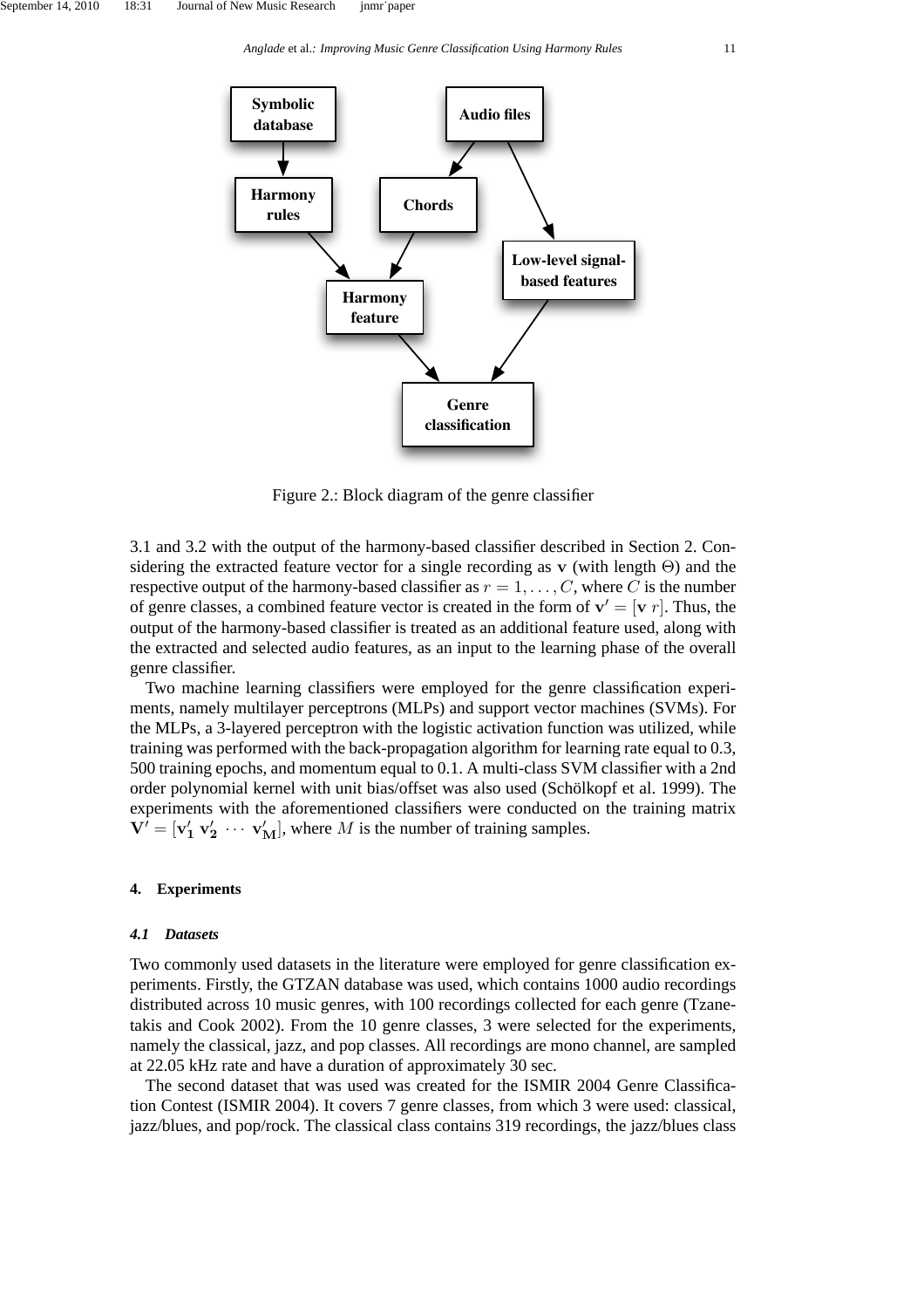Figure 2.: Block diagram of the genre classifier

3.1 and 3.2 with the output of the harmony-based classifier described in Section 2. Considering the extracted feature vector for a single recording as $\mathbf{v}$ (with length $\Theta$) and the respective output of the harmony-based classifier as $r = 1, \ldots, C$, where $C$ is the number of genre classes, a combined feature vector is created in the form of $\mathbf{v}' = [\mathbf{v}\ r]$. Thus, the output of the harmony-based classifier is treated as an additional feature used, along with the extracted and selected audio features, as an input to the learning phase of the overall genre classifier.

Two machine learning classifiers were employed for the genre classification experiments, namely multilayer perceptrons (MLPs) and support vector machines (SVMs). For the MLPs, a 3-layered perceptron with the logistic activation function was utilized, while training was performed with the back-propagation algorithm for learning rate equal to 0.3, 500 training epochs, and momentum equal to 0.1. A multi-class SVM classifier with a 2nd order polynomial kernel with unit bias/offset was also used (Schölkopf et al. 1999). The experiments with the aforementioned classifiers were conducted on the training matrix $\mathbf{V}' = [\mathbf{v}'_1\ \mathbf{v}'_2\ \cdots\ \mathbf{v}'_M]$, where $M$ is the number of training samples.

## 4. Experiments

### *4.1 Datasets*

Two commonly used datasets in the literature were employed for genre classification experiments. Firstly, the GTZAN database was used, which contains 1000 audio recordings distributed across 10 music genres, with 100 recordings collected for each genre (Tzanetakis and Cook 2002). From the 10 genre classes, 3 were selected for the experiments, namely the classical, jazz, and pop classes. All recordings are mono channel, are sampled at 22.05 kHz rate and have a duration of approximately 30 sec.

The second dataset that was used was created for the ISMIR 2004 Genre Classification Contest (ISMIR 2004). It covers 7 genre classes, from which 3 were used: classical, jazz/blues, and pop/rock. The classical class contains 319 recordings, the jazz/blues class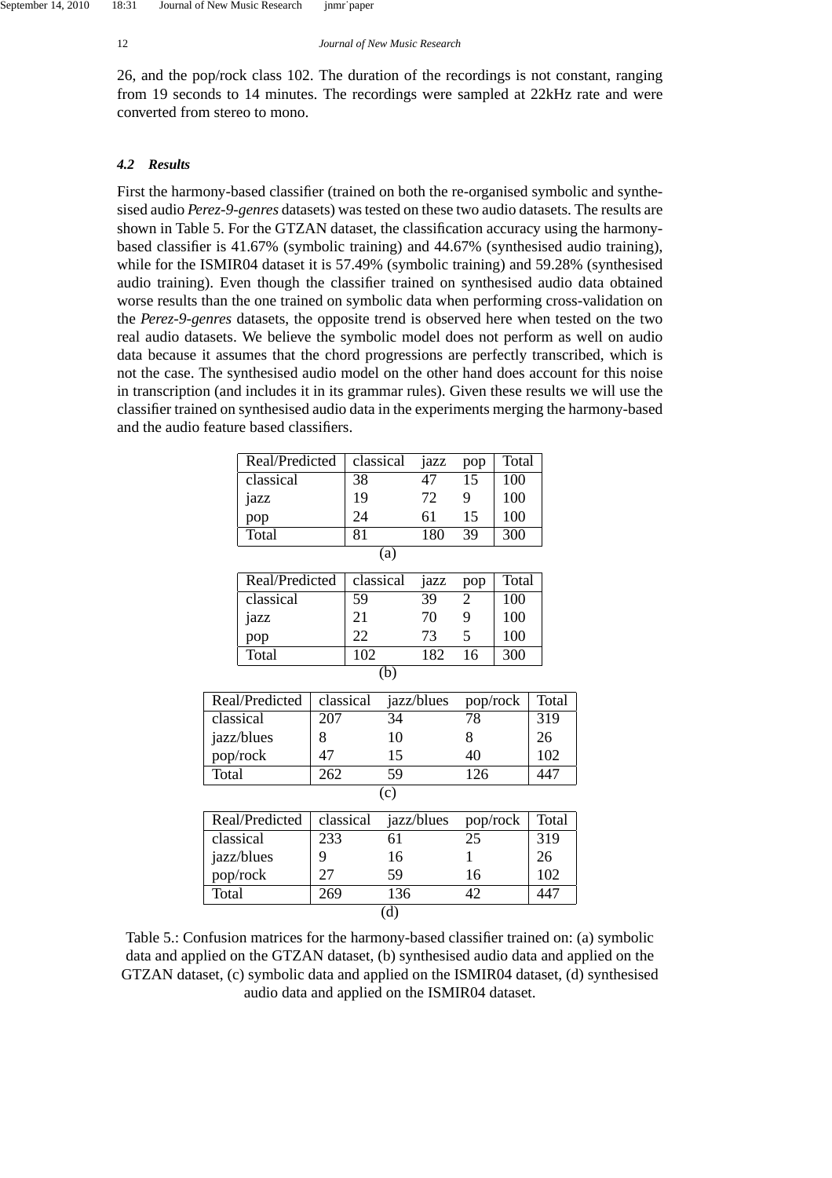26, and the pop/rock class 102. The duration of the recordings is not constant, ranging from 19 seconds to 14 minutes. The recordings were sampled at 22kHz rate and were converted from stereo to mono.

### *4.2 Results*

First the harmony-based classifier (trained on both the re-organised symbolic and synthesised audio *Perez-9-genres* datasets) was tested on these two audio datasets. The results are shown in Table 5. For the GTZAN dataset, the classification accuracy using the harmony-based classifier is 41.67% (symbolic training) and 44.67% (synthesised audio training), while for the ISMIR04 dataset it is 57.49% (symbolic training) and 59.28% (synthesised audio training). Even though the classifier trained on synthesised audio data obtained worse results than the one trained on symbolic data when performing cross-validation on the *Perez-9-genres* datasets, the opposite trend is observed here when tested on the two real audio datasets. We believe the symbolic model does not perform as well on audio data because it assumes that the chord progressions are perfectly transcribed, which is not the case. The synthesised audio model on the other hand does account for this noise in transcription (and includes it in its grammar rules). Given these results we will use the classifier trained on synthesised audio data in the experiments merging the harmony-based and the audio feature based classifiers.

| Real/Predicted | classical | jazz | pop | Total |
|---|---|---|---|---|
| classical | 38 | 47 | 15 | 100 |
| jazz | 19 | 72 | 9 | 100 |
| pop | 24 | 61 | 15 | 100 |
| Total | 81 | 180 | 39 | 300 |

(a)

| Real/Predicted | classical | jazz | pop | Total |
|---|---|---|---|---|
| classical | 59 | 39 | 2 | 100 |
| jazz | 21 | 70 | 9 | 100 |
| pop | 22 | 73 | 5 | 100 |
| Total | 102 | 182 | 16 | 300 |

(b)

| Real/Predicted | classical | jazz/blues | pop/rock | Total |
|---|---|---|---|---|
| classical | 207 | 34 | 78 | 319 |
| jazz/blues | 8 | 10 | 8 | 26 |
| pop/rock | 47 | 15 | 40 | 102 |
| Total | 262 | 59 | 126 | 447 |

(c)

| Real/Predicted | classical | jazz/blues | pop/rock | Total |
|---|---|---|---|---|
| classical | 233 | 61 | 25 | 319 |
| jazz/blues | 9 | 16 | 1 | 26 |
| pop/rock | 27 | 59 | 16 | 102 |
| Total | 269 | 136 | 42 | 447 |

(d)

Table 5.: Confusion matrices for the harmony-based classifier trained on: (a) symbolic data and applied on the GTZAN dataset, (b) synthesised audio data and applied on the GTZAN dataset, (c) symbolic data and applied on the ISMIR04 dataset, (d) synthesised audio data and applied on the ISMIR04 dataset.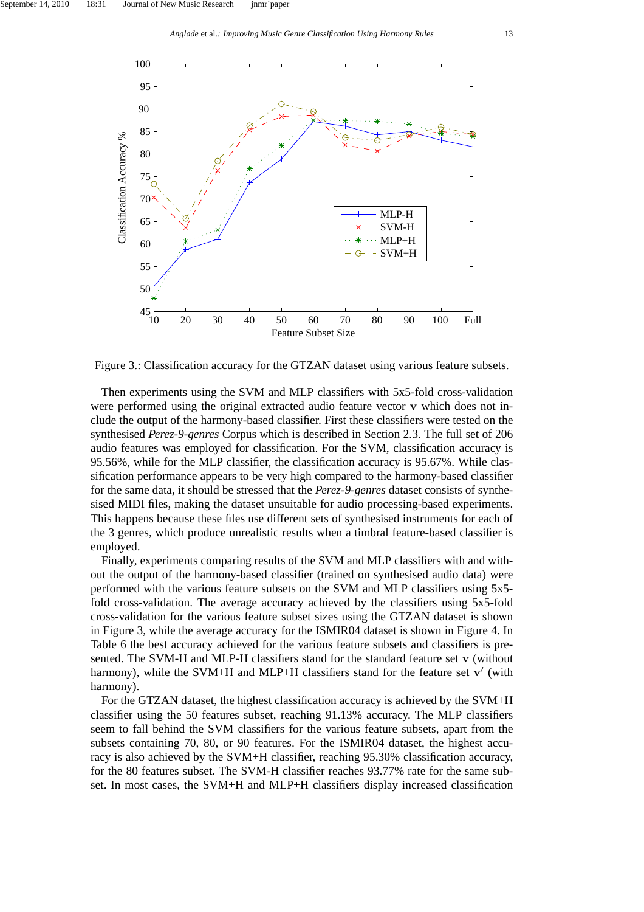Figure 3.: Classification accuracy for the GTZAN dataset using various feature subsets.

Then experiments using the SVM and MLP classifiers with 5x5-fold cross-validation were performed using the original extracted audio feature vector $\mathbf{v}$ which does not include the output of the harmony-based classifier. First these classifiers were tested on the synthesised *Perez-9-genres* Corpus which is described in Section 2.3. The full set of 206 audio features was employed for classification. For the SVM, classification accuracy is 95.56%, while for the MLP classifier, the classification accuracy is 95.67%. While classification performance appears to be very high compared to the harmony-based classifier for the same data, it should be stressed that the *Perez-9-genres* dataset consists of synthesised MIDI files, making the dataset unsuitable for audio processing-based experiments. This happens because these files use different sets of synthesised instruments for each of the 3 genres, which produce unrealistic results when a timbral feature-based classifier is employed.

Finally, experiments comparing results of the SVM and MLP classifiers with and without the output of the harmony-based classifier (trained on synthesised audio data) were performed with the various feature subsets on the SVM and MLP classifiers using 5x5-fold cross-validation. The average accuracy achieved by the classifiers using 5x5-fold cross-validation for the various feature subset sizes using the GTZAN dataset is shown in Figure 3, while the average accuracy for the ISMIR04 dataset is shown in Figure 4. In Table 6 the best accuracy achieved for the various feature subsets and classifiers is presented. The SVM-H and MLP-H classifiers stand for the standard feature set $\mathbf{v}$ (without harmony), while the SVM+H and MLP+H classifiers stand for the feature set $\mathbf{v}'$ (with harmony).

For the GTZAN dataset, the highest classification accuracy is achieved by the SVM+H classifier using the 50 features subset, reaching 91.13% accuracy. The MLP classifiers seem to fall behind the SVM classifiers for the various feature subsets, apart from the subsets containing 70, 80, or 90 features. For the ISMIR04 dataset, the highest accuracy is also achieved by the SVM+H classifier, reaching 95.30% classification accuracy, for the 80 features subset. The SVM-H classifier reaches 93.77% rate for the same subset. In most cases, the SVM+H and MLP+H classifiers display increased classification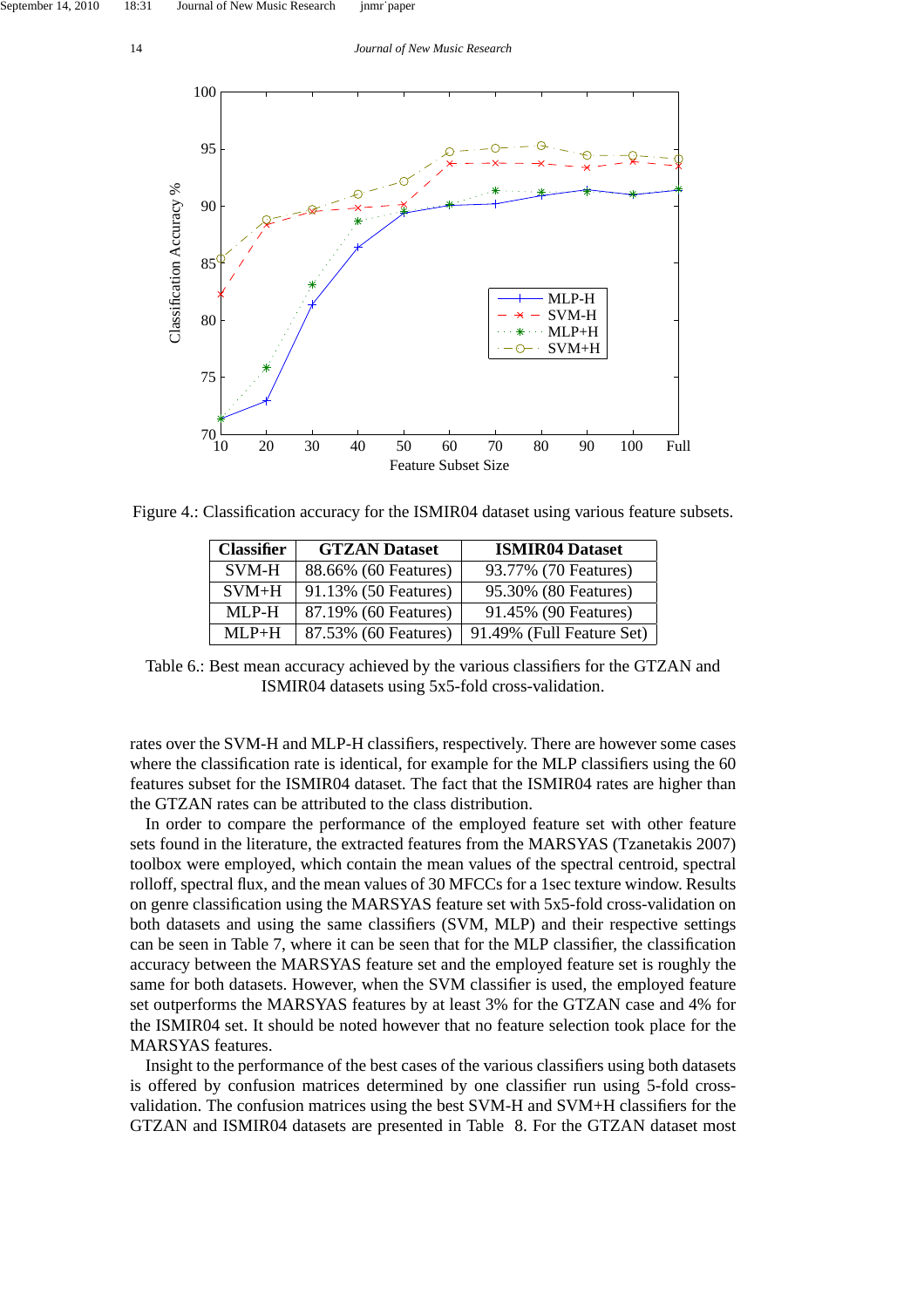Figure 4.: Classification accuracy for the ISMIR04 dataset using various feature subsets.

| Classifier | GTZAN Dataset | ISMIR04 Dataset |
|---|---|---|
| SVM-H | 88.66% (60 Features) | 93.77% (70 Features) |
| SVM+H | 91.13% (50 Features) | 95.30% (80 Features) |
| MLP-H | 87.19% (60 Features) | 91.45% (90 Features) |
| MLP+H | 87.53% (60 Features) | 91.49% (Full Feature Set) |

Table 6.: Best mean accuracy achieved by the various classifiers for the GTZAN and ISMIR04 datasets using 5x5-fold cross-validation.

rates over the SVM-H and MLP-H classifiers, respectively. There are however some cases where the classification rate is identical, for example for the MLP classifiers using the 60 features subset for the ISMIR04 dataset. The fact that the ISMIR04 rates are higher than the GTZAN rates can be attributed to the class distribution.

In order to compare the performance of the employed feature set with other feature sets found in the literature, the extracted features from the MARSYAS (Tzanetakis 2007) toolbox were employed, which contain the mean values of the spectral centroid, spectral rolloff, spectral flux, and the mean values of 30 MFCCs for a 1sec texture window. Results on genre classification using the MARSYAS feature set with 5x5-fold cross-validation on both datasets and using the same classifiers (SVM, MLP) and their respective settings can be seen in Table 7, where it can be seen that for the MLP classifier, the classification accuracy between the MARSYAS feature set and the employed feature set is roughly the same for both datasets. However, when the SVM classifier is used, the employed feature set outperforms the MARSYAS features by at least 3% for the GTZAN case and 4% for the ISMIR04 set. It should be noted however that no feature selection took place for the MARSYAS features.

Insight to the performance of the best cases of the various classifiers using both datasets is offered by confusion matrices determined by one classifier run using 5-fold cross-validation. The confusion matrices using the best SVM-H and SVM+H classifiers for the GTZAN and ISMIR04 datasets are presented in Table 8. For the GTZAN dataset most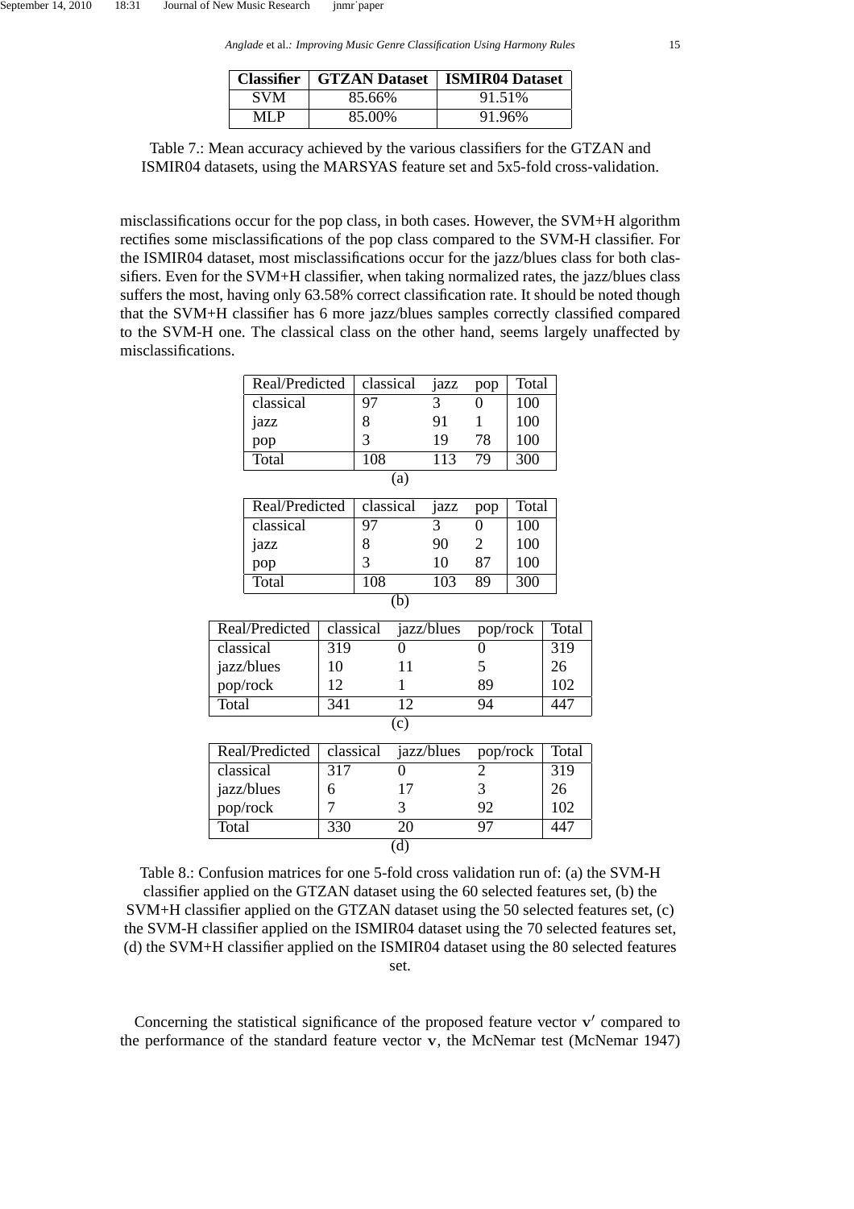| Classifier | GTZAN Dataset | ISMIR04 Dataset |
|---|---|---|
| SVM | 85.66% | 91.51% |
| MLP | 85.00% | 91.96% |

Table 7.: Mean accuracy achieved by the various classifiers for the GTZAN and ISMIR04 datasets, using the MARSYAS feature set and 5x5-fold cross-validation.

misclassifications occur for the pop class, in both cases. However, the SVM+H algorithm rectifies some misclassifications of the pop class compared to the SVM-H classifier. For the ISMIR04 dataset, most misclassifications occur for the jazz/blues class for both classifiers. Even for the SVM+H classifier, when taking normalized rates, the jazz/blues class suffers the most, having only 63.58% correct classification rate. It should be noted though that the SVM+H classifier has 6 more jazz/blues samples correctly classified compared to the SVM-H one. The classical class on the other hand, seems largely unaffected by misclassifications.

| Real/Predicted | classical | jazz | pop | Total |
|---|---|---|---|---|
| classical | 97 | 3 | 0 | 100 |
| jazz | 8 | 91 | 1 | 100 |
| pop | 3 | 19 | 78 | 100 |
| Total | 108 | 113 | 79 | 300 |

(a)

| Real/Predicted | classical | jazz | pop | Total |
|---|---|---|---|---|
| classical | 97 | 3 | 0 | 100 |
| jazz | 8 | 90 | 2 | 100 |
| pop | 3 | 10 | 87 | 100 |
| Total | 108 | 103 | 89 | 300 |

(b)

| Real/Predicted | classical | jazz/blues | pop/rock | Total |
|---|---|---|---|---|
| classical | 319 | 0 | 0 | 319 |
| jazz/blues | 10 | 11 | 5 | 26 |
| pop/rock | 12 | 1 | 89 | 102 |
| Total | 341 | 12 | 94 | 447 |

(c)

| Real/Predicted | classical | jazz/blues | pop/rock | Total |
|---|---|---|---|---|
| classical | 317 | 0 | 2 | 319 |
| jazz/blues | 6 | 17 | 3 | 26 |
| pop/rock | 7 | 3 | 92 | 102 |
| Total | 330 | 20 | 97 | 447 |

(d)

Table 8.: Confusion matrices for one 5-fold cross validation run of: (a) the SVM-H classifier applied on the GTZAN dataset using the 60 selected features set, (b) the SVM+H classifier applied on the GTZAN dataset using the 50 selected features set, (c) the SVM-H classifier applied on the ISMIR04 dataset using the 70 selected features set, (d) the SVM+H classifier applied on the ISMIR04 dataset using the 80 selected features set.

Concerning the statistical significance of the proposed feature vector $\mathbf{v}'$ compared to the performance of the standard feature vector $\mathbf{v}$, the McNemar test (McNemar 1947)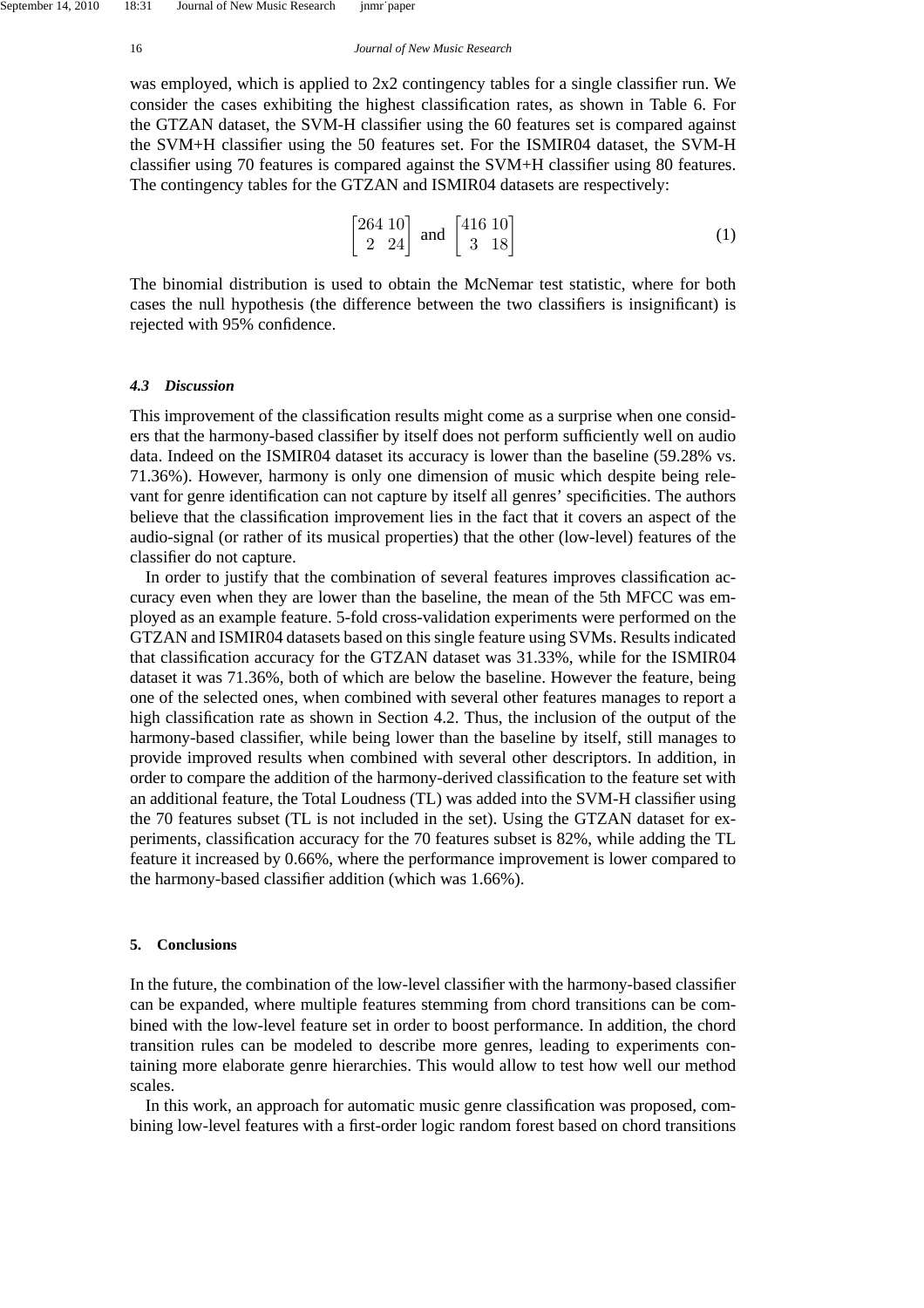was employed, which is applied to 2x2 contingency tables for a single classifier run. We consider the cases exhibiting the highest classification rates, as shown in Table 6. For the GTZAN dataset, the SVM-H classifier using the 60 features set is compared against the SVM+H classifier using the 50 features set. For the ISMIR04 dataset, the SVM-H classifier using 70 features is compared against the SVM+H classifier using 80 features. The contingency tables for the GTZAN and ISMIR04 datasets are respectively:

$$\begin{bmatrix} 264 & 10 \\ 2 & 24 \end{bmatrix} \text{ and } \begin{bmatrix} 416 & 10 \\ 3 & 18 \end{bmatrix} \tag{1}$$

The binomial distribution is used to obtain the McNemar test statistic, where for both cases the null hypothesis (the difference between the two classifiers is insignificant) is rejected with 95% confidence.

### *4.3 Discussion*

This improvement of the classification results might come as a surprise when one considers that the harmony-based classifier by itself does not perform sufficiently well on audio data. Indeed on the ISMIR04 dataset its accuracy is lower than the baseline (59.28% vs. 71.36%). However, harmony is only one dimension of music which despite being relevant for genre identification can not capture by itself all genres' specificities. The authors believe that the classification improvement lies in the fact that it covers an aspect of the audio-signal (or rather of its musical properties) that the other (low-level) features of the classifier do not capture.

In order to justify that the combination of several features improves classification accuracy even when they are lower than the baseline, the mean of the 5th MFCC was employed as an example feature. 5-fold cross-validation experiments were performed on the GTZAN and ISMIR04 datasets based on this single feature using SVMs. Results indicated that classification accuracy for the GTZAN dataset was 31.33%, while for the ISMIR04 dataset it was 71.36%, both of which are below the baseline. However the feature, being one of the selected ones, when combined with several other features manages to report a high classification rate as shown in Section 4.2. Thus, the inclusion of the output of the harmony-based classifier, while being lower than the baseline by itself, still manages to provide improved results when combined with several other descriptors. In addition, in order to compare the addition of the harmony-derived classification to the feature set with an additional feature, the Total Loudness (TL) was added into the SVM-H classifier using the 70 features subset (TL is not included in the set). Using the GTZAN dataset for experiments, classification accuracy for the 70 features subset is 82%, while adding the TL feature it increased by 0.66%, where the performance improvement is lower compared to the harmony-based classifier addition (which was 1.66%).

## 5. Conclusions

In the future, the combination of the low-level classifier with the harmony-based classifier can be expanded, where multiple features stemming from chord transitions can be combined with the low-level feature set in order to boost performance. In addition, the chord transition rules can be modeled to describe more genres, leading to experiments containing more elaborate genre hierarchies. This would allow to test how well our method scales.

In this work, an approach for automatic music genre classification was proposed, combining low-level features with a first-order logic random forest based on chord transitions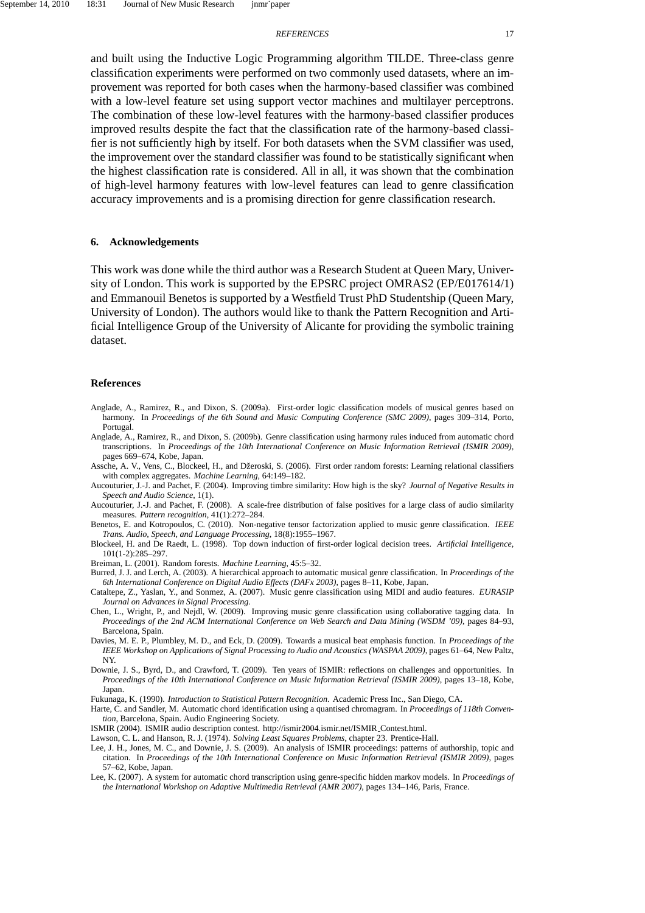and built using the Inductive Logic Programming algorithm TILDE. Three-class genre classification experiments were performed on two commonly used datasets, where an improvement was reported for both cases when the harmony-based classifier was combined with a low-level feature set using support vector machines and multilayer perceptrons. The combination of these low-level features with the harmony-based classifier produces improved results despite the fact that the classification rate of the harmony-based classifier is not sufficiently high by itself. For both datasets when the SVM classifier was used, the improvement over the standard classifier was found to be statistically significant when the highest classification rate is considered. All in all, it was shown that the combination of high-level harmony features with low-level features can lead to genre classification accuracy improvements and is a promising direction for genre classification research.

## 6. Acknowledgements

This work was done while the third author was a Research Student at Queen Mary, University of London. This work is supported by the EPSRC project OMRAS2 (EP/E017614/1) and Emmanouil Benetos is supported by a Westfield Trust PhD Studentship (Queen Mary, University of London). The authors would like to thank the Pattern Recognition and Artificial Intelligence Group of the University of Alicante for providing the symbolic training dataset.

## References

Anglade, A., Ramirez, R., and Dixon, S. (2009a). First-order logic classification models of musical genres based on harmony. In *Proceedings of the 6th Sound and Music Computing Conference (SMC 2009)*, pages 309–314, Porto, Portugal.

Anglade, A., Ramirez, R., and Dixon, S. (2009b). Genre classification using harmony rules induced from automatic chord transcriptions. In *Proceedings of the 10th International Conference on Music Information Retrieval (ISMIR 2009)*, pages 669–674, Kobe, Japan.

Assche, A. V., Vens, C., Blockeel, H., and Džeroski, S. (2006). First order random forests: Learning relational classifiers with complex aggregates. *Machine Learning*, 64:149–182.

Aucouturier, J.-J. and Pachet, F. (2004). Improving timbre similarity: How high is the sky? *Journal of Negative Results in Speech and Audio Science*, 1(1).

Aucouturier, J.-J. and Pachet, F. (2008). A scale-free distribution of false positives for a large class of audio similarity measures. *Pattern recognition*, 41(1):272–284.

Benetos, E. and Kotropoulos, C. (2010). Non-negative tensor factorization applied to music genre classification. *IEEE Trans. Audio, Speech, and Language Processing*, 18(8):1955–1967.

Blockeel, H. and De Raedt, L. (1998). Top down induction of first-order logical decision trees. *Artificial Intelligence*, 101(1-2):285–297.

Breiman, L. (2001). Random forests. *Machine Learning*, 45:5–32.

Burred, J. J. and Lerch, A. (2003). A hierarchical approach to automatic musical genre classification. In *Proceedings of the 6th International Conference on Digital Audio Effects (DAFx 2003)*, pages 8–11, Kobe, Japan.

Cataltepe, Z., Yaslan, Y., and Sonmez, A. (2007). Music genre classification using MIDI and audio features. *EURASIP Journal on Advances in Signal Processing*.

Chen, L., Wright, P., and Nejdl, W. (2009). Improving music genre classification using collaborative tagging data. In *Proceedings of the 2nd ACM International Conference on Web Search and Data Mining (WSDM '09)*, pages 84–93, Barcelona, Spain.

Davies, M. E. P., Plumbley, M. D., and Eck, D. (2009). Towards a musical beat emphasis function. In *Proceedings of the IEEE Workshop on Applications of Signal Processing to Audio and Acoustics (WASPAA 2009)*, pages 61–64, New Paltz, NY.

Downie, J. S., Byrd, D., and Crawford, T. (2009). Ten years of ISMIR: reflections on challenges and opportunities. In *Proceedings of the 10th International Conference on Music Information Retrieval (ISMIR 2009)*, pages 13–18, Kobe, Japan.

Fukunaga, K. (1990). *Introduction to Statistical Pattern Recognition*. Academic Press Inc., San Diego, CA.

Harte, C. and Sandler, M. Automatic chord identification using a quantised chromagram. In *Proceedings of 118th Convention*, Barcelona, Spain. Audio Engineering Society.

ISMIR (2004). ISMIR audio description contest. http://ismir2004.ismir.net/ISMIR_Contest.html.

Lawson, C. L. and Hanson, R. J. (1974). *Solving Least Squares Problems*, chapter 23. Prentice-Hall.

Lee, J. H., Jones, M. C., and Downie, J. S. (2009). An analysis of ISMIR proceedings: patterns of authorship, topic and citation. In *Proceedings of the 10th International Conference on Music Information Retrieval (ISMIR 2009)*, pages 57–62, Kobe, Japan.

Lee, K. (2007). A system for automatic chord transcription using genre-specific hidden markov models. In *Proceedings of the International Workshop on Adaptive Multimedia Retrieval (AMR 2007)*, pages 134–146, Paris, France.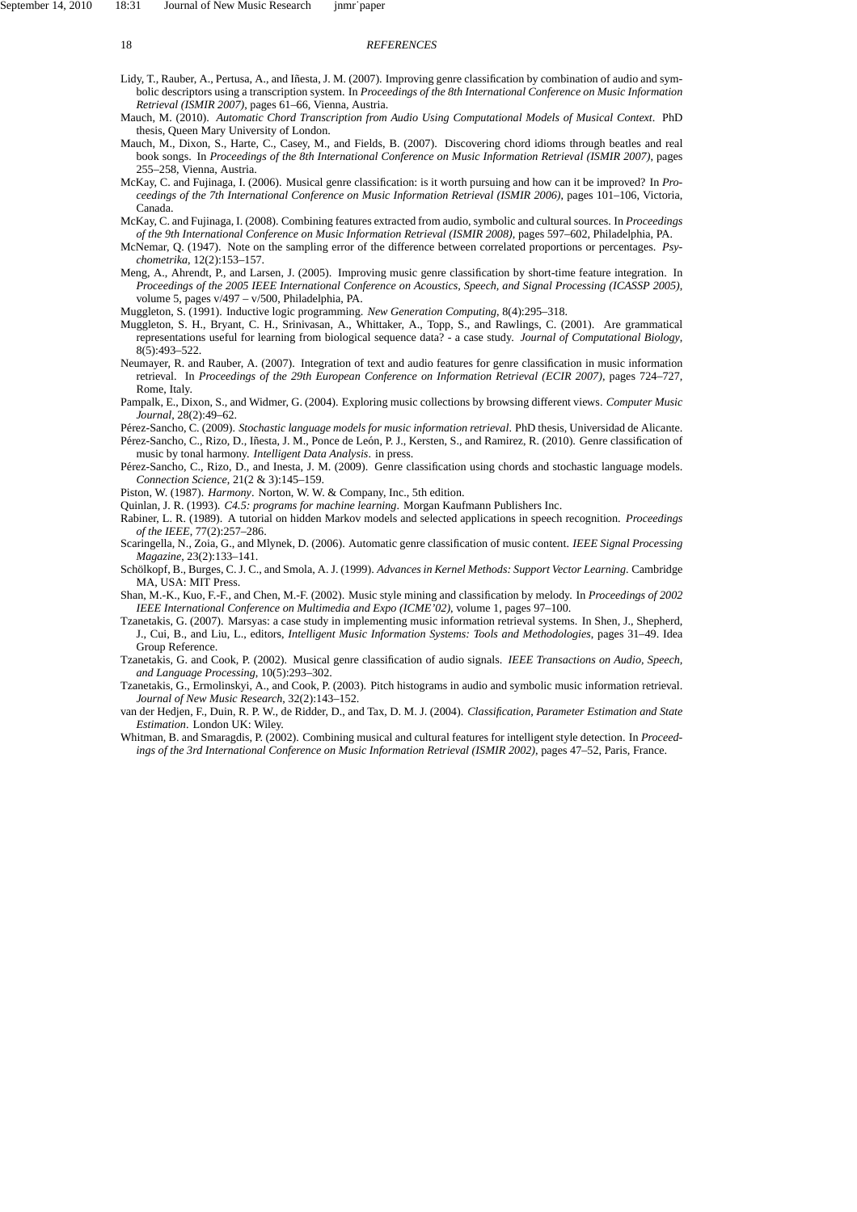Lidy, T., Rauber, A., Pertusa, A., and Iñesta, J. M. (2007). Improving genre classification by combination of audio and symbolic descriptors using a transcription system. In *Proceedings of the 8th International Conference on Music Information Retrieval (ISMIR 2007)*, pages 61–66, Vienna, Austria.

Mauch, M. (2010). *Automatic Chord Transcription from Audio Using Computational Models of Musical Context*. PhD thesis, Queen Mary University of London.

Mauch, M., Dixon, S., Harte, C., Casey, M., and Fields, B. (2007). Discovering chord idioms through beatles and real book songs. In *Proceedings of the 8th International Conference on Music Information Retrieval (ISMIR 2007)*, pages 255–258, Vienna, Austria.

McKay, C. and Fujinaga, I. (2006). Musical genre classification: is it worth pursuing and how can it be improved? In *Proceedings of the 7th International Conference on Music Information Retrieval (ISMIR 2006)*, pages 101–106, Victoria, Canada.

McKay, C. and Fujinaga, I. (2008). Combining features extracted from audio, symbolic and cultural sources. In *Proceedings of the 9th International Conference on Music Information Retrieval (ISMIR 2008)*, pages 597–602, Philadelphia, PA.

McNemar, Q. (1947). Note on the sampling error of the difference between correlated proportions or percentages. *Psychometrika*, 12(2):153–157.

Meng, A., Ahrendt, P., and Larsen, J. (2005). Improving music genre classification by short-time feature integration. In *Proceedings of the 2005 IEEE International Conference on Acoustics, Speech, and Signal Processing (ICASSP 2005)*, volume 5, pages v/497 – v/500, Philadelphia, PA.

Muggleton, S. (1991). Inductive logic programming. *New Generation Computing*, 8(4):295–318.

Muggleton, S. H., Bryant, C. H., Srinivasan, A., Whittaker, A., Topp, S., and Rawlings, C. (2001). Are grammatical representations useful for learning from biological sequence data? - a case study. *Journal of Computational Biology*, 8(5):493–522.

Neumayer, R. and Rauber, A. (2007). Integration of text and audio features for genre classification in music information retrieval. In *Proceedings of the 29th European Conference on Information Retrieval (ECIR 2007)*, pages 724–727, Rome, Italy.

Pampalk, E., Dixon, S., and Widmer, G. (2004). Exploring music collections by browsing different views. *Computer Music Journal*, 28(2):49–62.

Pérez-Sancho, C. (2009). *Stochastic language models for music information retrieval*. PhD thesis, Universidad de Alicante.

Pérez-Sancho, C., Rizo, D., Iñesta, J. M., Ponce de León, P. J., Kersten, S., and Ramirez, R. (2010). Genre classification of music by tonal harmony. *Intelligent Data Analysis*. in press.

Pérez-Sancho, C., Rizo, D., and Inesta, J. M. (2009). Genre classification using chords and stochastic language models. *Connection Science*, 21(2 & 3):145–159.

Piston, W. (1987). *Harmony*. Norton, W. W. & Company, Inc., 5th edition.

Quinlan, J. R. (1993). *C4.5: programs for machine learning*. Morgan Kaufmann Publishers Inc.

Rabiner, L. R. (1989). A tutorial on hidden Markov models and selected applications in speech recognition. *Proceedings of the IEEE*, 77(2):257–286.

Scaringella, N., Zoia, G., and Mlynek, D. (2006). Automatic genre classification of music content. *IEEE Signal Processing Magazine*, 23(2):133–141.

Schölkopf, B., Burges, C. J. C., and Smola, A. J. (1999). *Advances in Kernel Methods: Support Vector Learning*. Cambridge MA, USA: MIT Press.

Shan, M.-K., Kuo, F.-F., and Chen, M.-F. (2002). Music style mining and classification by melody. In *Proceedings of 2002 IEEE International Conference on Multimedia and Expo (ICME'02)*, volume 1, pages 97–100.

Tzanetakis, G. (2007). Marsyas: a case study in implementing music information retrieval systems. In Shen, J., Shepherd, J., Cui, B., and Liu, L., editors, *Intelligent Music Information Systems: Tools and Methodologies*, pages 31–49. Idea Group Reference.

Tzanetakis, G. and Cook, P. (2002). Musical genre classification of audio signals. *IEEE Transactions on Audio, Speech, and Language Processing*, 10(5):293–302.

Tzanetakis, G., Ermolinskyi, A., and Cook, P. (2003). Pitch histograms in audio and symbolic music information retrieval. *Journal of New Music Research*, 32(2):143–152.

van der Hedjen, F., Duin, R. P. W., de Ridder, D., and Tax, D. M. J. (2004). *Classification, Parameter Estimation and State Estimation*. London UK: Wiley.

Whitman, B. and Smaragdis, P. (2002). Combining musical and cultural features for intelligent style detection. In *Proceedings of the 3rd International Conference on Music Information Retrieval (ISMIR 2002)*, pages 47–52, Paris, France.